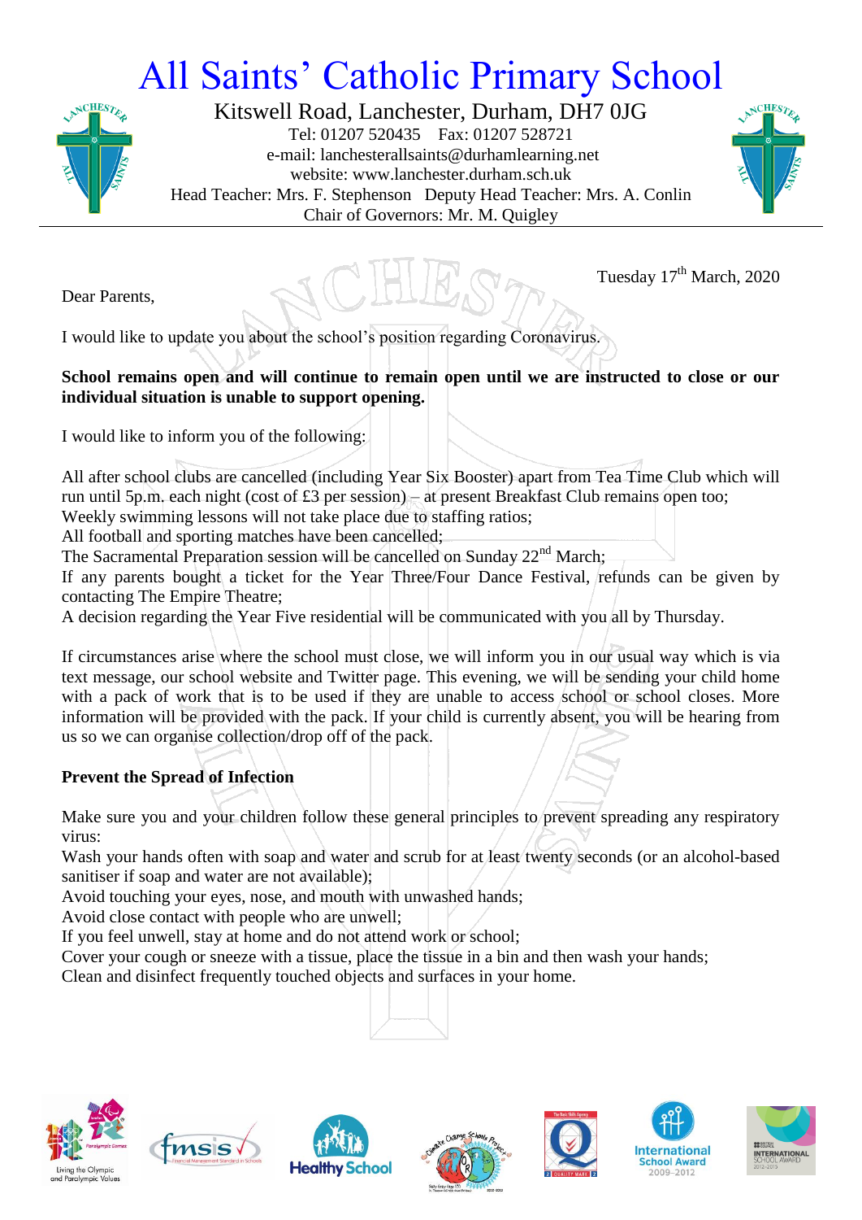# All Saints' Catholic Primary School

Kitswell Road, Lanchester, Durham, DH7 0JG
Tel: 01207 520435 Fax: 01207 528721
e-mail: lanchesterallsaints@durhamlearning.net
website: www.lanchester.durham.sch.uk
Head Teacher: Mrs. F. Stephenson Deputy Head Teacher: Mrs. A. Conlin
Chair of Governors: Mr. M. Quigley

Tuesday 17th March, 2020

Dear Parents,

I would like to update you about the school's position regarding Coronavirus.

**School remains open and will continue to remain open until we are instructed to close or our individual situation is unable to support opening.**

I would like to inform you of the following:

All after school clubs are cancelled (including Year Six Booster) apart from Tea Time Club which will run until 5p.m. each night (cost of £3 per session) – at present Breakfast Club remains open too;
Weekly swimming lessons will not take place due to staffing ratios;
All football and sporting matches have been cancelled;
The Sacramental Preparation session will be cancelled on Sunday 22nd March;
If any parents bought a ticket for the Year Three/Four Dance Festival, refunds can be given by contacting The Empire Theatre;
A decision regarding the Year Five residential will be communicated with you all by Thursday.

If circumstances arise where the school must close, we will inform you in our usual way which is via text message, our school website and Twitter page. This evening, we will be sending your child home with a pack of work that is to be used if they are unable to access school or school closes. More information will be provided with the pack. If your child is currently absent, you will be hearing from us so we can organise collection/drop off of the pack.

**Prevent the Spread of Infection**

Make sure you and your children follow these general principles to prevent spreading any respiratory virus:
Wash your hands often with soap and water and scrub for at least twenty seconds (or an alcohol-based sanitiser if soap and water are not available);
Avoid touching your eyes, nose, and mouth with unwashed hands;
Avoid close contact with people who are unwell;
If you feel unwell, stay at home and do not attend work or school;
Cover your cough or sneeze with a tissue, place the tissue in a bin and then wash your hands;
Clean and disinfect frequently touched objects and surfaces in your home.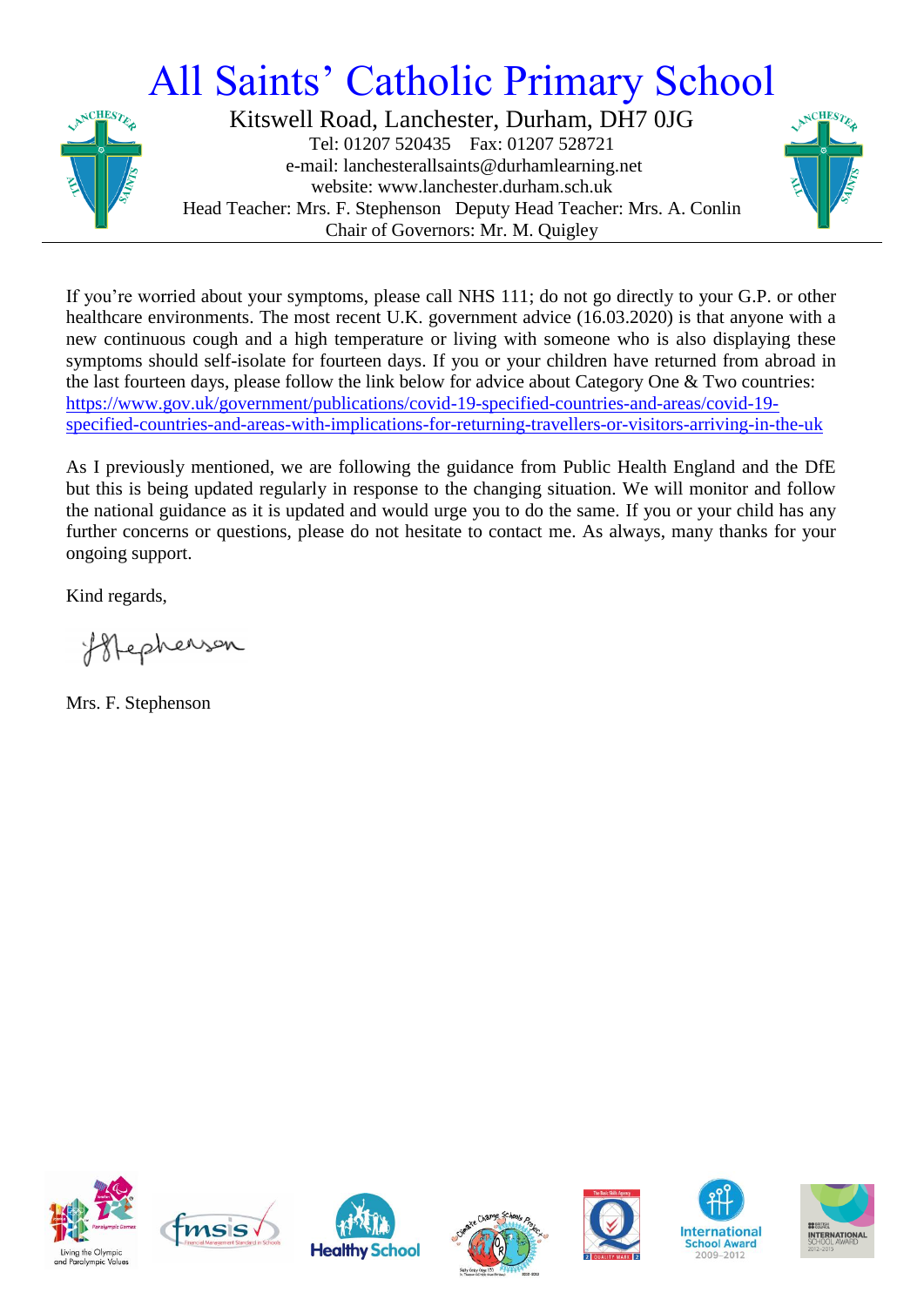# All Saints' Catholic Primary School

Kitswell Road, Lanchester, Durham, DH7 0JG
Tel: 01207 520435 Fax: 01207 528721
e-mail: lanchesterallsaints@durhamlearning.net
website: www.lanchester.durham.sch.uk
Head Teacher: Mrs. F. Stephenson Deputy Head Teacher: Mrs. A. Conlin
Chair of Governors: Mr. M. Quigley

---

If you're worried about your symptoms, please call NHS 111; do not go directly to your G.P. or other healthcare environments. The most recent U.K. government advice (16.03.2020) is that anyone with a new continuous cough and a high temperature or living with someone who is also displaying these symptoms should self-isolate for fourteen days. If you or your children have returned from abroad in the last fourteen days, please follow the link below for advice about Category One & Two countries: https://www.gov.uk/government/publications/covid-19-specified-countries-and-areas/covid-19-specified-countries-and-areas-with-implications-for-returning-travellers-or-visitors-arriving-in-the-uk

As I previously mentioned, we are following the guidance from Public Health England and the DfE but this is being updated regularly in response to the changing situation. We will monitor and follow the national guidance as it is updated and would urge you to do the same. If you or your child has any further concerns or questions, please do not hesitate to contact me. As always, many thanks for your ongoing support.

Kind regards,

FStephenson

Mrs. F. Stephenson